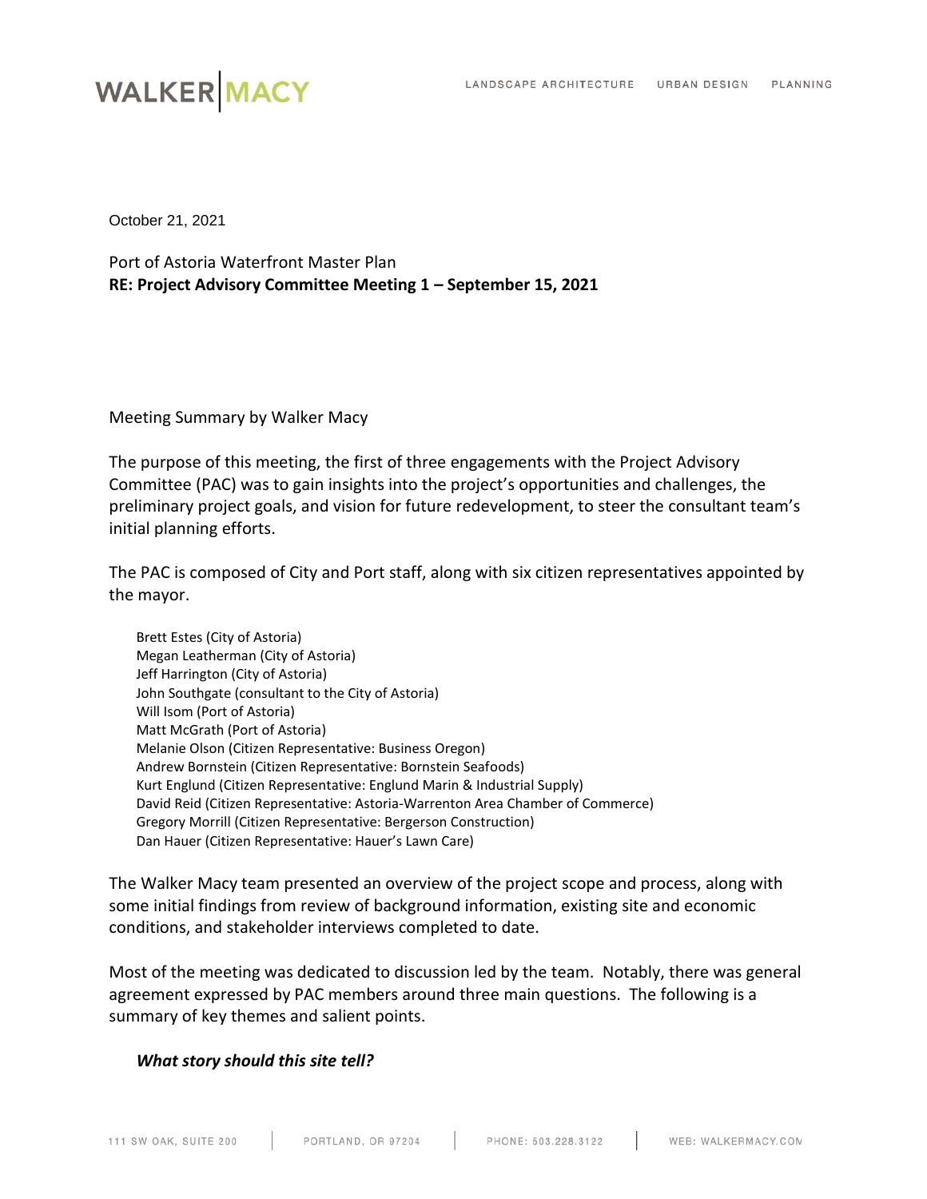October 21, 2021

Port of Astoria Waterfront Master Plan
**RE: Project Advisory Committee Meeting 1 – September 15, 2021**

Meeting Summary by Walker Macy

The purpose of this meeting, the first of three engagements with the Project Advisory Committee (PAC) was to gain insights into the project's opportunities and challenges, the preliminary project goals, and vision for future redevelopment, to steer the consultant team's initial planning efforts.

The PAC is composed of City and Port staff, along with six citizen representatives appointed by the mayor.

Brett Estes (City of Astoria)
Megan Leatherman (City of Astoria)
Jeff Harrington (City of Astoria)
John Southgate (consultant to the City of Astoria)
Will Isom (Port of Astoria)
Matt McGrath (Port of Astoria)
Melanie Olson (Citizen Representative: Business Oregon)
Andrew Bornstein (Citizen Representative: Bornstein Seafoods)
Kurt Englund (Citizen Representative: Englund Marin & Industrial Supply)
David Reid (Citizen Representative: Astoria-Warrenton Area Chamber of Commerce)
Gregory Morrill (Citizen Representative: Bergerson Construction)
Dan Hauer (Citizen Representative: Hauer's Lawn Care)

The Walker Macy team presented an overview of the project scope and process, along with some initial findings from review of background information, existing site and economic conditions, and stakeholder interviews completed to date.

Most of the meeting was dedicated to discussion led by the team. Notably, there was general agreement expressed by PAC members around three main questions. The following is a summary of key themes and salient points.

***What story should this site tell?***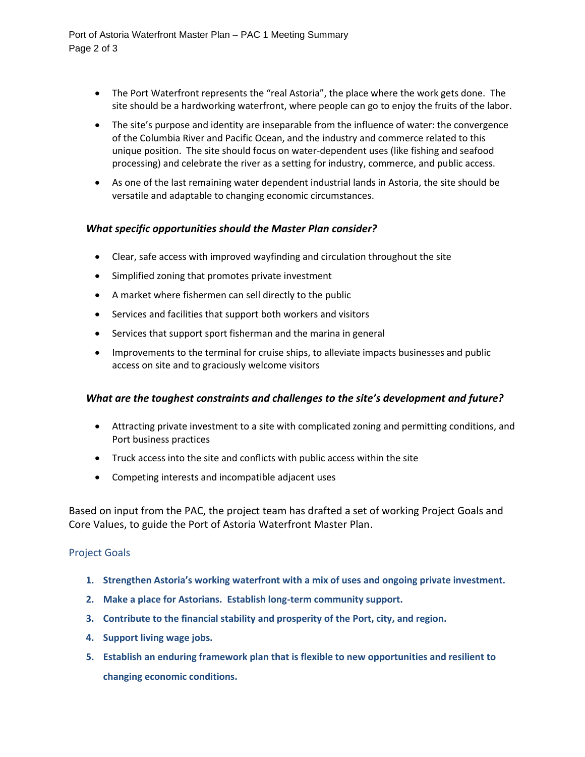- The Port Waterfront represents the "real Astoria", the place where the work gets done. The site should be a hardworking waterfront, where people can go to enjoy the fruits of the labor.
- The site's purpose and identity are inseparable from the influence of water: the convergence of the Columbia River and Pacific Ocean, and the industry and commerce related to this unique position. The site should focus on water-dependent uses (like fishing and seafood processing) and celebrate the river as a setting for industry, commerce, and public access.
- As one of the last remaining water dependent industrial lands in Astoria, the site should be versatile and adaptable to changing economic circumstances.

***What specific opportunities should the Master Plan consider?***

- Clear, safe access with improved wayfinding and circulation throughout the site
- Simplified zoning that promotes private investment
- A market where fishermen can sell directly to the public
- Services and facilities that support both workers and visitors
- Services that support sport fisherman and the marina in general
- Improvements to the terminal for cruise ships, to alleviate impacts businesses and public access on site and to graciously welcome visitors

***What are the toughest constraints and challenges to the site's development and future?***

- Attracting private investment to a site with complicated zoning and permitting conditions, and Port business practices
- Truck access into the site and conflicts with public access within the site
- Competing interests and incompatible adjacent uses

Based on input from the PAC, the project team has drafted a set of working Project Goals and Core Values, to guide the Port of Astoria Waterfront Master Plan.

## Project Goals

1. **Strengthen Astoria's working waterfront with a mix of uses and ongoing private investment.**
2. **Make a place for Astorians. Establish long-term community support.**
3. **Contribute to the financial stability and prosperity of the Port, city, and region.**
4. **Support living wage jobs.**
5. **Establish an enduring framework plan that is flexible to new opportunities and resilient to changing economic conditions.**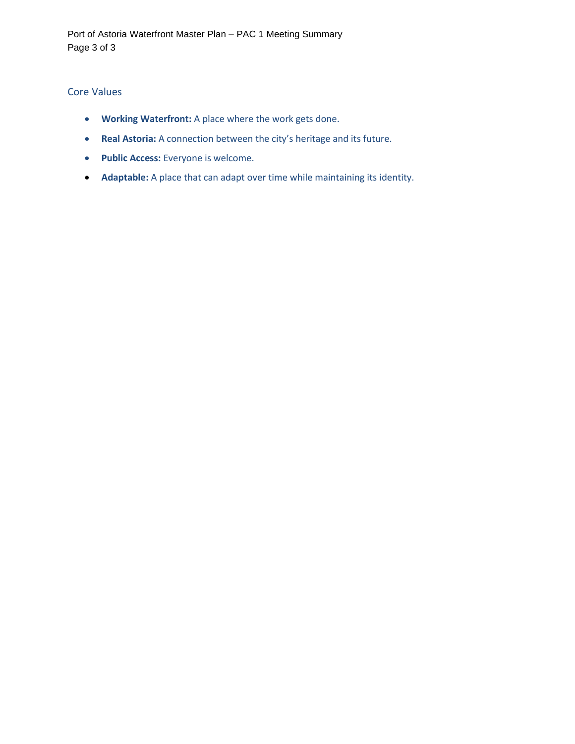## Core Values

- **Working Waterfront:** A place where the work gets done.
- **Real Astoria:** A connection between the city's heritage and its future.
- **Public Access:** Everyone is welcome.
- **Adaptable:** A place that can adapt over time while maintaining its identity.